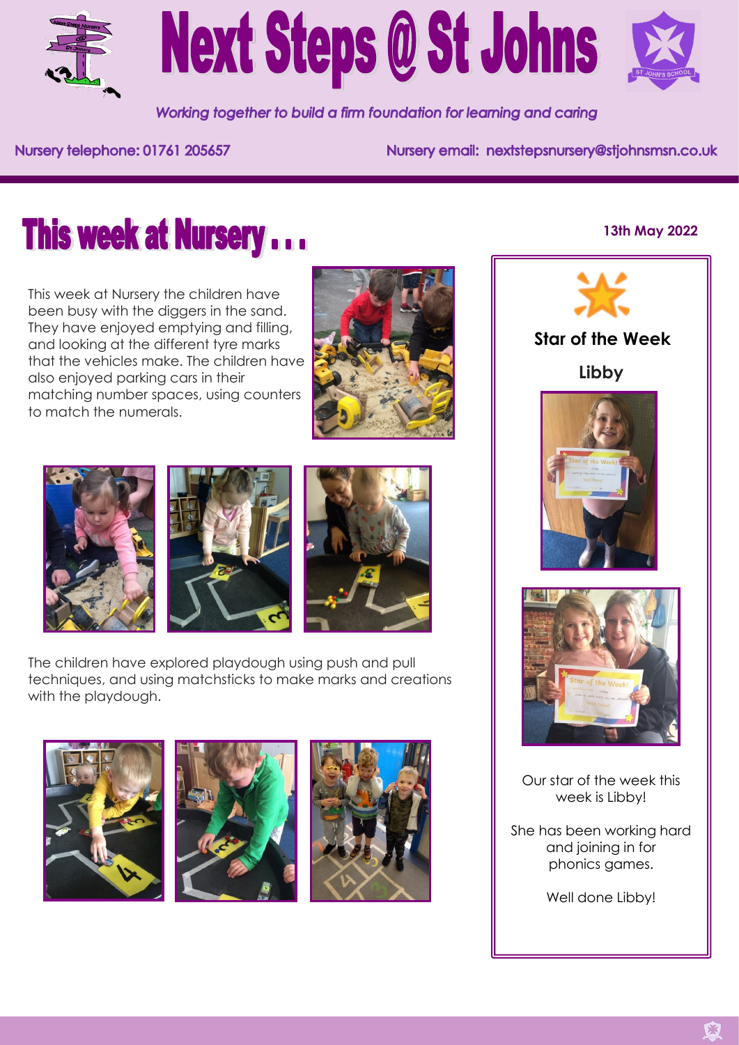# Next Steps @ St Johns

*Working together to build a firm foundation for learning and caring*

Nursery telephone: 01761 205657

Nursery email: nextstepsnursery@stjohnsmsn.co.uk

## This week at Nursery . . .

**13th May 2022**

This week at Nursery the children have been busy with the diggers in the sand. They have enjoyed emptying and filling, and looking at the different tyre marks that the vehicles make. The children have also enjoyed parking cars in their matching number spaces, using counters to match the numerals.

The children have explored playdough using push and pull techniques, and using matchsticks to make marks and creations with the playdough.

### Star of the Week

**Libby**

Our star of the week this week is Libby!

She has been working hard and joining in for phonics games.

Well done Libby!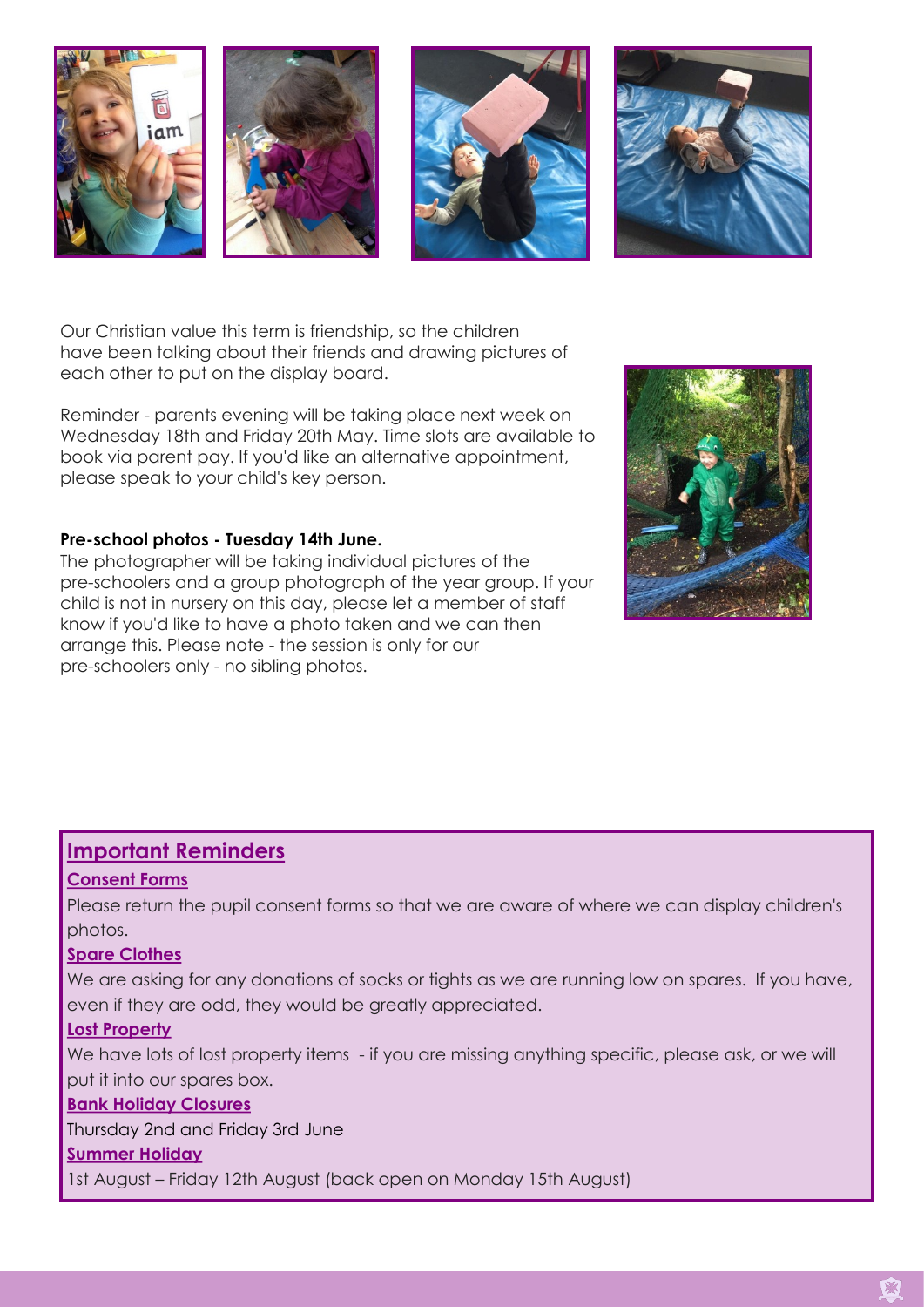Our Christian value this term is friendship, so the children have been talking about their friends and drawing pictures of each other to put on the display board.

Reminder - parents evening will be taking place next week on Wednesday 18th and Friday 20th May. Time slots are available to book via parent pay. If you'd like an alternative appointment, please speak to your child's key person.

**Pre-school photos - Tuesday 14th June.**

The photographer will be taking individual pictures of the pre-schoolers and a group photograph of the year group. If your child is not in nursery on this day, please let a member of staff know if you'd like to have a photo taken and we can then arrange this. Please note - the session is only for our pre-schoolers only - no sibling photos.

## Important Reminders

### Consent Forms

Please return the pupil consent forms so that we are aware of where we can display children's photos.

### Spare Clothes

We are asking for any donations of socks or tights as we are running low on spares. If you have, even if they are odd, they would be greatly appreciated.

### Lost Property

We have lots of lost property items - if you are missing anything specific, please ask, or we will put it into our spares box.

### Bank Holiday Closures

Thursday 2nd and Friday 3rd June

### Summer Holiday

1st August – Friday 12th August (back open on Monday 15th August)